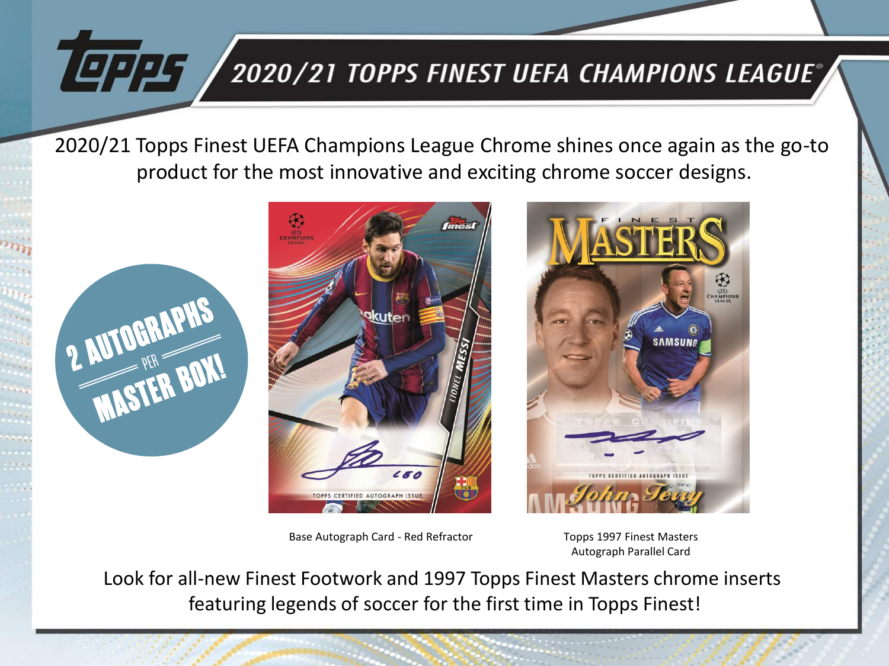# 2020/21 TOPPS FINEST UEFA CHAMPIONS LEAGUE®

2020/21 Topps Finest UEFA Champions League Chrome shines once again as the go-to product for the most innovative and exciting chrome soccer designs.

**2 AUTOGRAPHS PER MASTER BOX!**

Base Autograph Card - Red Refractor

Topps 1997 Finest Masters Autograph Parallel Card

Look for all-new Finest Footwork and 1997 Topps Finest Masters chrome inserts featuring legends of soccer for the first time in Topps Finest!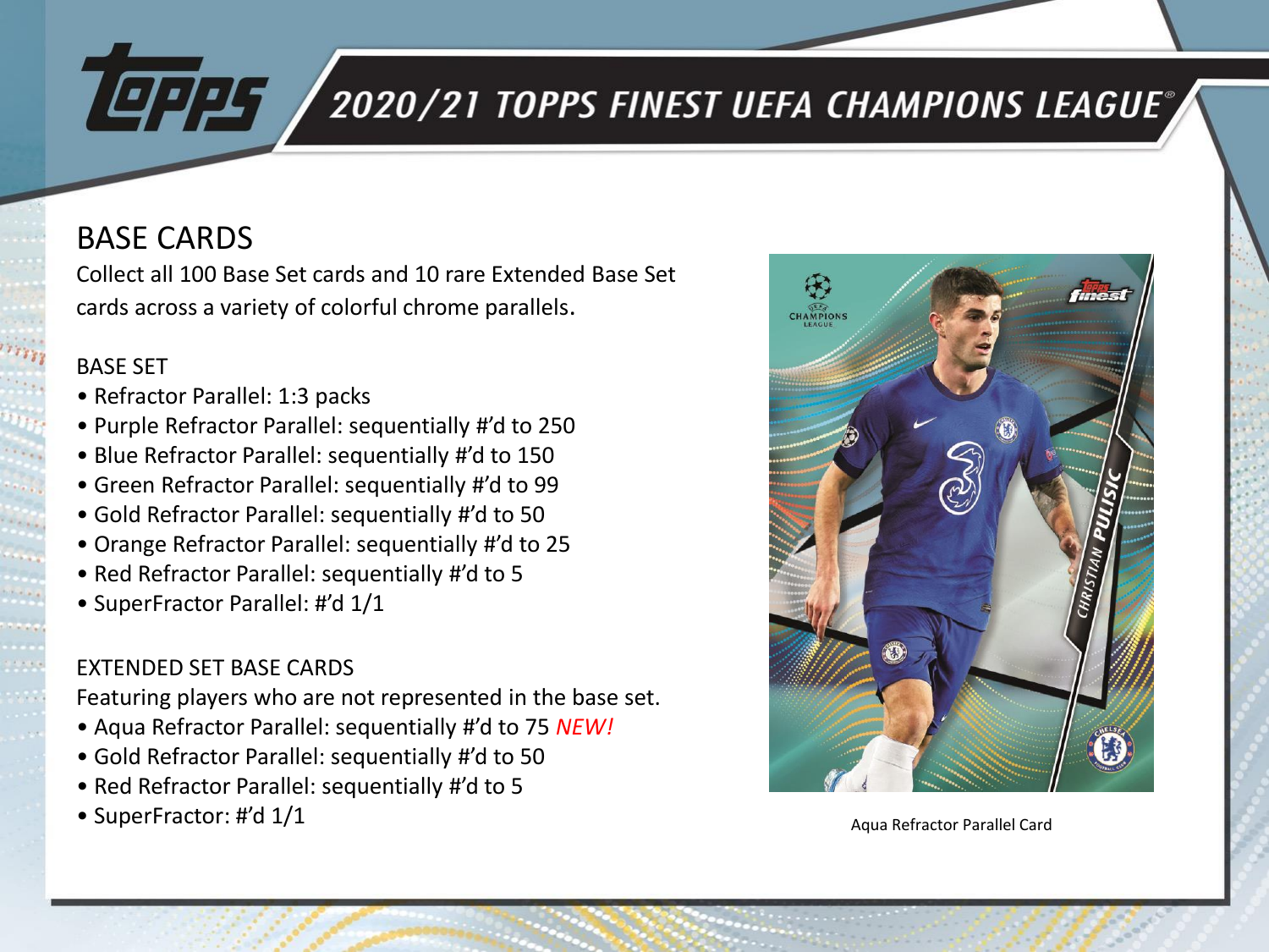# 2020/21 TOPPS FINEST UEFA CHAMPIONS LEAGUE®

## BASE CARDS

Collect all 100 Base Set cards and 10 rare Extended Base Set cards across a variety of colorful chrome parallels.

### BASE SET

- Refractor Parallel: 1:3 packs
- Purple Refractor Parallel: sequentially #'d to 250
- Blue Refractor Parallel: sequentially #'d to 150
- Green Refractor Parallel: sequentially #'d to 99
- Gold Refractor Parallel: sequentially #'d to 50
- Orange Refractor Parallel: sequentially #'d to 25
- Red Refractor Parallel: sequentially #'d to 5
- SuperFractor Parallel: #'d 1/1

### EXTENDED SET BASE CARDS

Featuring players who are not represented in the base set.

- Aqua Refractor Parallel: sequentially #'d to 75 *NEW!*
- Gold Refractor Parallel: sequentially #'d to 50
- Red Refractor Parallel: sequentially #'d to 5
- SuperFractor: #'d 1/1

Aqua Refractor Parallel Card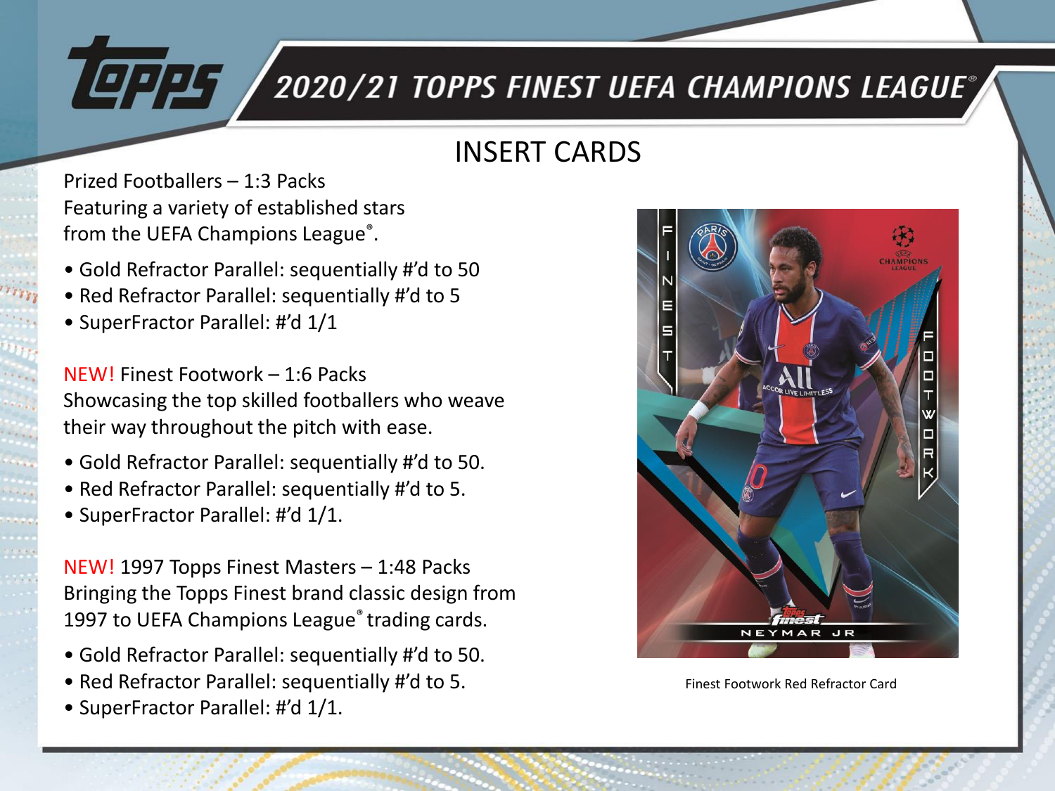# 2020/21 TOPPS FINEST UEFA CHAMPIONS LEAGUE®

## INSERT CARDS

Prized Footballers – 1:3 Packs
Featuring a variety of established stars from the UEFA Champions League®.

- Gold Refractor Parallel: sequentially #'d to 50
- Red Refractor Parallel: sequentially #'d to 5
- SuperFractor Parallel: #'d 1/1

NEW! Finest Footwork – 1:6 Packs
Showcasing the top skilled footballers who weave their way throughout the pitch with ease.

- Gold Refractor Parallel: sequentially #'d to 50.
- Red Refractor Parallel: sequentially #'d to 5.
- SuperFractor Parallel: #'d 1/1.

NEW! 1997 Topps Finest Masters – 1:48 Packs
Bringing the Topps Finest brand classic design from 1997 to UEFA Champions League® trading cards.

- Gold Refractor Parallel: sequentially #'d to 50.
- Red Refractor Parallel: sequentially #'d to 5.
- SuperFractor Parallel: #'d 1/1.

Finest Footwork Red Refractor Card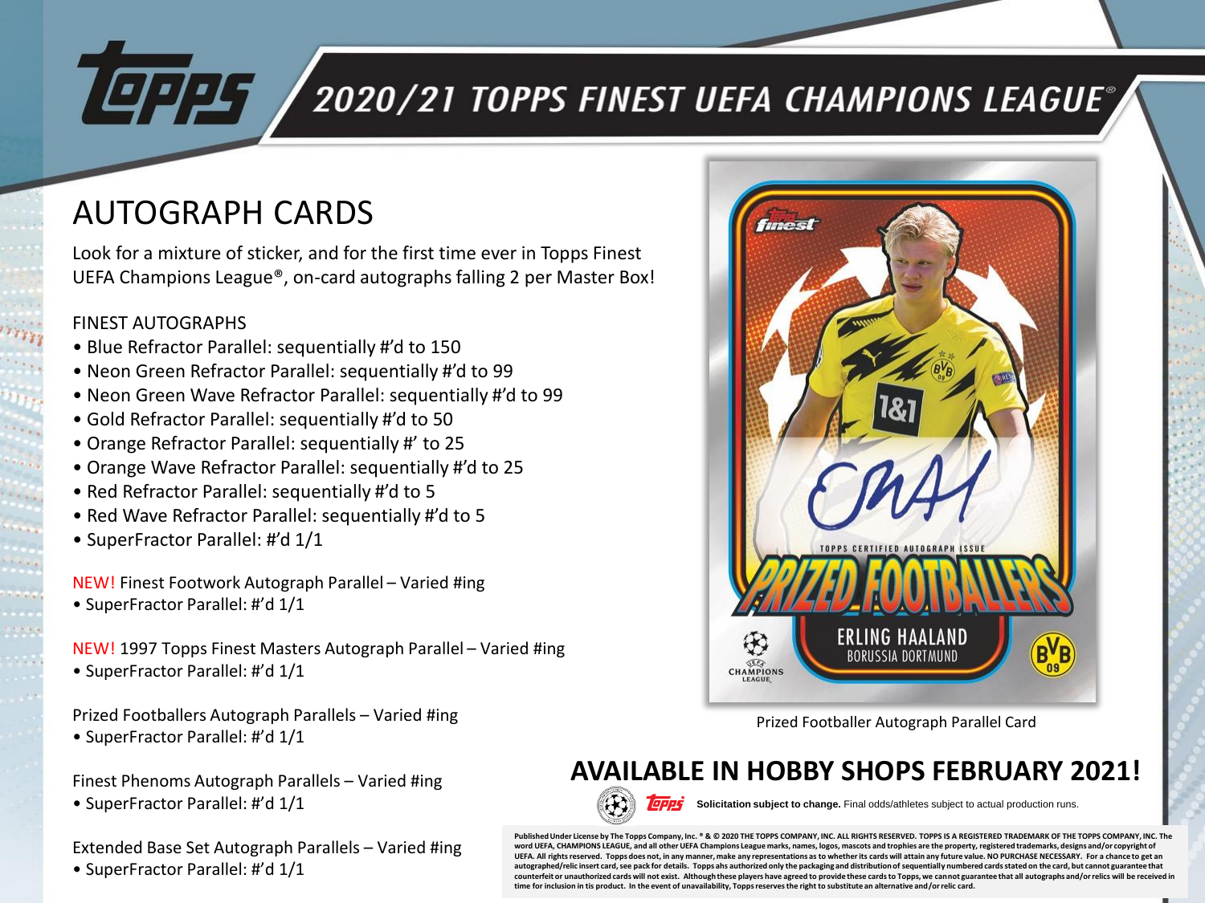# 2020/21 TOPPS FINEST UEFA CHAMPIONS LEAGUE®

## AUTOGRAPH CARDS

Look for a mixture of sticker, and for the first time ever in Topps Finest UEFA Champions League®, on-card autographs falling 2 per Master Box!

FINEST AUTOGRAPHS

- Blue Refractor Parallel: sequentially #'d to 150
- Neon Green Refractor Parallel: sequentially #'d to 99
- Neon Green Wave Refractor Parallel: sequentially #'d to 99
- Gold Refractor Parallel: sequentially #'d to 50
- Orange Refractor Parallel: sequentially #' to 25
- Orange Wave Refractor Parallel: sequentially #'d to 25
- Red Refractor Parallel: sequentially #'d to 5
- Red Wave Refractor Parallel: sequentially #'d to 5
- SuperFractor Parallel: #'d 1/1

NEW! Finest Footwork Autograph Parallel – Varied #ing

- SuperFractor Parallel: #'d 1/1

NEW! 1997 Topps Finest Masters Autograph Parallel – Varied #ing

- SuperFractor Parallel: #'d 1/1

Prized Footballers Autograph Parallels – Varied #ing

- SuperFractor Parallel: #'d 1/1

Finest Phenoms Autograph Parallels – Varied #ing

- SuperFractor Parallel: #'d 1/1

Extended Base Set Autograph Parallels – Varied #ing

- SuperFractor Parallel: #'d 1/1

Prized Footballer Autograph Parallel Card

**AVAILABLE IN HOBBY SHOPS FEBRUARY 2021!**

**Solicitation subject to change.** Final odds/athletes subject to actual production runs.

Published Under License by The Topps Company, Inc. ® & © 2020 THE TOPPS COMPANY, INC. ALL RIGHTS RESERVED. TOPPS IS A REGISTERED TRADEMARK OF THE TOPPS COMPANY, INC. The word UEFA, CHAMPIONS LEAGUE, and all other UEFA Champions League marks, names, logos, mascots and trophies are the property, registered trademarks, designs and/or copyright of UEFA. All rights reserved. Topps does not, in any manner, make any representations as to whether its cards will attain any future value. NO PURCHASE NECESSARY. For a chance to get an autographed/relic insert card, see pack for details. Topps ahs authorized only the packaging and distribution of sequentially numbered cards stated on the card, but cannot guarantee that counterfeit or unauthorized cards will not exist. Although these players have agreed to provide these cards to Topps, we cannot guarantee that all autographs and/or relics will be received in time for inclusion in tis product. In the event of unavailability, Topps reserves the right to substitute an alternative and/or relic card.